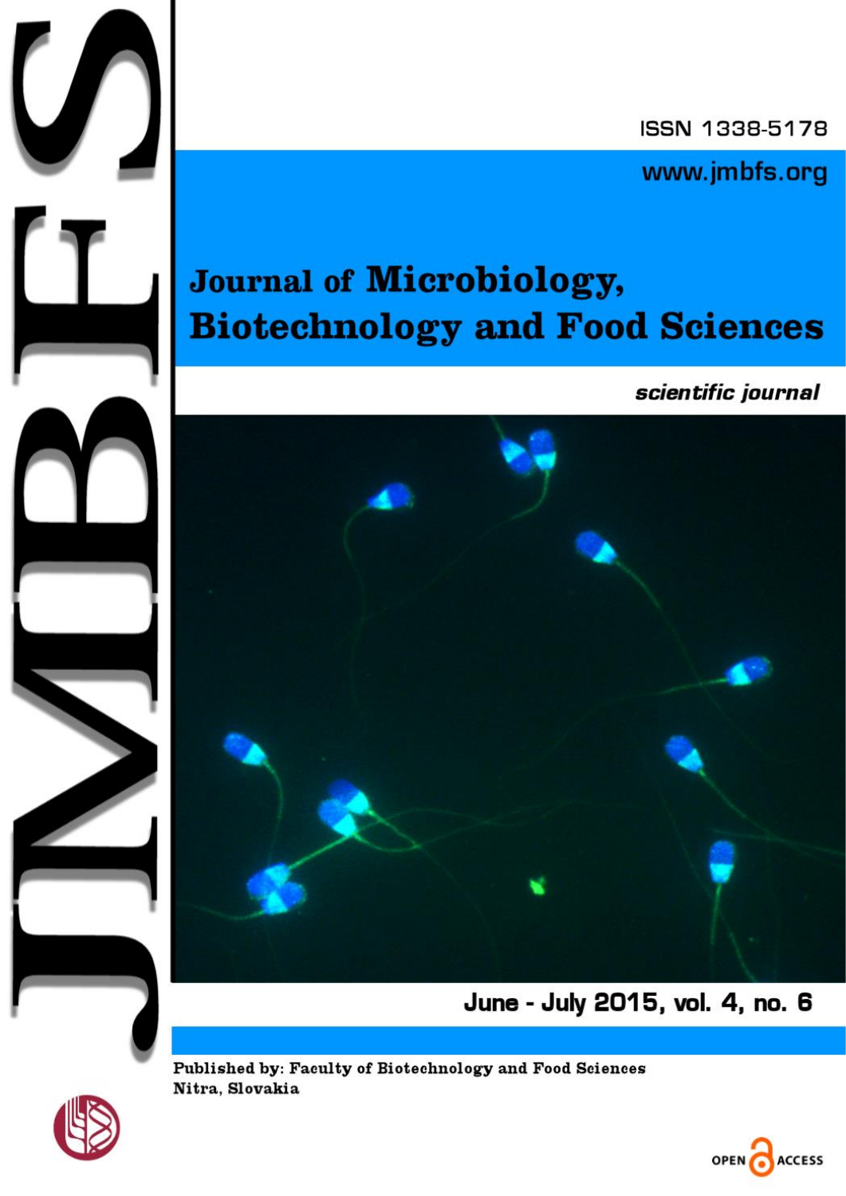# JMBFS

ISSN 1338-5178

www.jmbfs.org

# Journal of Microbiology, Biotechnology and Food Sciences

*scientific journal*

**June - July 2015, vol. 4, no. 6**

**Published by: Faculty of Biotechnology and Food Sciences**
**Nitra, Slovakia**

OPEN ACCESS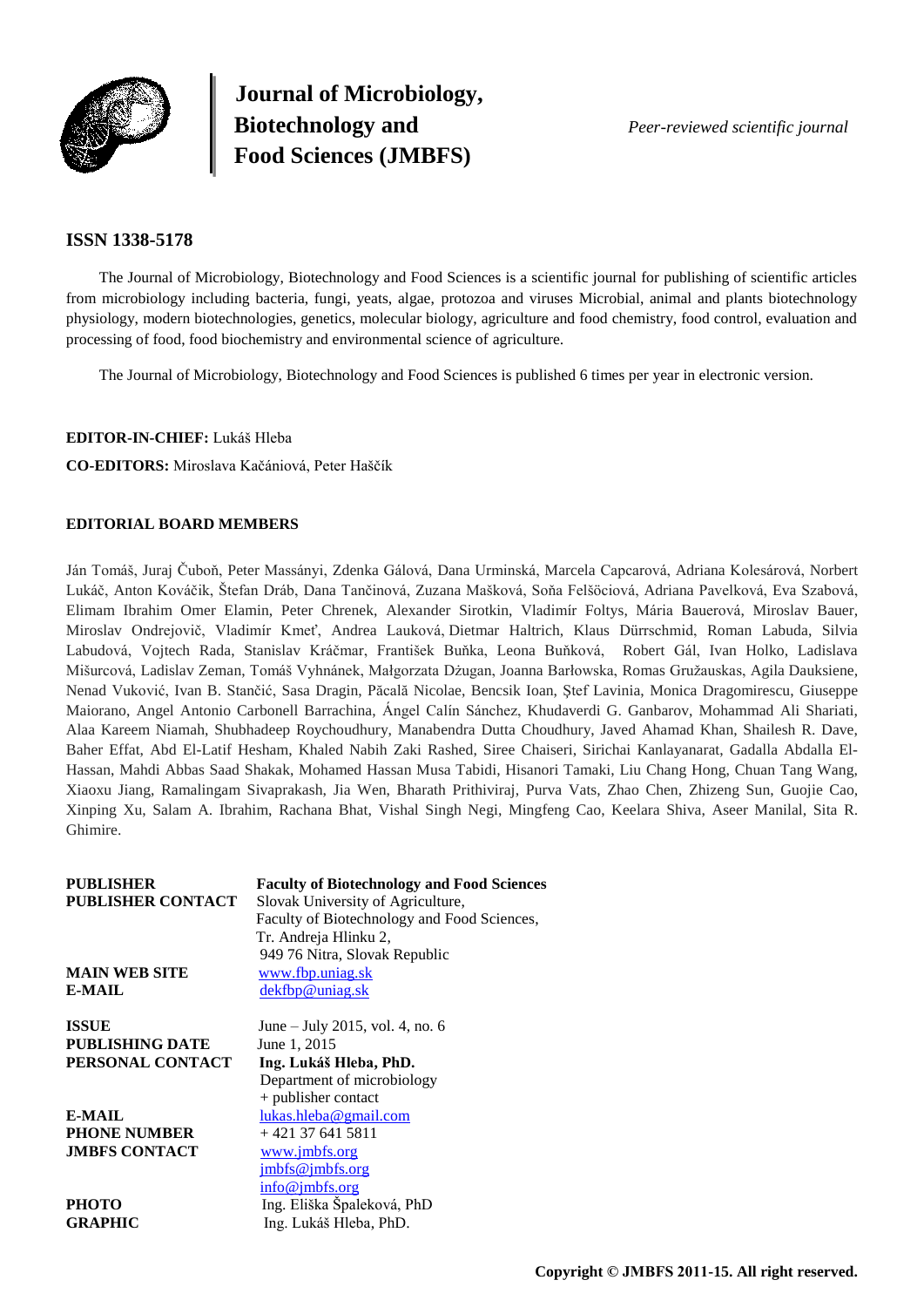# Journal of Microbiology, Biotechnology and Food Sciences (JMBFS)

*Peer-reviewed scientific journal*

## ISSN 1338-5178

The Journal of Microbiology, Biotechnology and Food Sciences is a scientific journal for publishing of scientific articles from microbiology including bacteria, fungi, yeats, algae, protozoa and viruses Microbial, animal and plants biotechnology physiology, modern biotechnologies, genetics, molecular biology, agriculture and food chemistry, food control, evaluation and processing of food, food biochemistry and environmental science of agriculture.

The Journal of Microbiology, Biotechnology and Food Sciences is published 6 times per year in electronic version.

**EDITOR-IN-CHIEF:** Lukáš Hleba

**CO-EDITORS:** Miroslava Kačániová, Peter Haščík

**EDITORIAL BOARD MEMBERS**

Ján Tomáš, Juraj Čuboň, Peter Massányi, Zdenka Gálová, Dana Urminská, Marcela Capcarová, Adriana Kolesárová, Norbert Lukáč, Anton Kováčik, Štefan Dráb, Dana Tančinová, Zuzana Mašková, Soňa Felšöciová, Adriana Pavelková, Eva Szabová, Elimam Ibrahim Omer Elamin, Peter Chrenek, Alexander Sirotkin, Vladimír Foltys, Mária Bauerová, Miroslav Bauer, Miroslav Ondrejovič, Vladimír Kmeť, Andrea Lauková, Dietmar Haltrich, Klaus Dürrschmid, Roman Labuda, Silvia Labudová, Vojtech Rada, Stanislav Kráčmar, František Buňka, Leona Buňková, Robert Gál, Ivan Holko, Ladislava Mišurcová, Ladislav Zeman, Tomáš Vyhnánek, Małgorzata Dżugan, Joanna Barłowska, Romas Gružauskas, Agila Dauksiene, Nenad Vuković, Ivan B. Stančić, Sasa Dragin, Păcală Nicolae, Bencsik Ioan, Ştef Lavinia, Monica Dragomirescu, Giuseppe Maiorano, Angel Antonio Carbonell Barrachina, Ángel Calín Sánchez, Khudaverdi G. Ganbarov, Mohammad Ali Shariati, Alaa Kareem Niamah, Shubhadeep Roychoudhury, Manabendra Dutta Choudhury, Javed Ahamad Khan, Shailesh R. Dave, Baher Effat, Abd El-Latif Hesham, Khaled Nabih Zaki Rashed, Siree Chaiseri, Sirichai Kanlayanarat, Gadalla Abdalla El-Hassan, Mahdi Abbas Saad Shakak, Mohamed Hassan Musa Tabidi, Hisanori Tamaki, Liu Chang Hong, Chuan Tang Wang, Xiaoxu Jiang, Ramalingam Sivaprakash, Jia Wen, Bharath Prithiviraj, Purva Vats, Zhao Chen, Zhizeng Sun, Guojie Cao, Xinping Xu, Salam A. Ibrahim, Rachana Bhat, Vishal Singh Negi, Mingfeng Cao, Keelara Shiva, Aseer Manilal, Sita R. Ghimire.

| | |
|---|---|
| **PUBLISHER** | **Faculty of Biotechnology and Food Sciences** |
| **PUBLISHER CONTACT** | Slovak University of Agriculture, Faculty of Biotechnology and Food Sciences, Tr. Andreja Hlinku 2, 949 76 Nitra, Slovak Republic |
| **MAIN WEB SITE** | www.fbp.uniag.sk |
| **E-MAIL** | dekfbp@uniag.sk |
| **ISSUE** | June – July 2015, vol. 4, no. 6 |
| **PUBLISHING DATE** | June 1, 2015 |
| **PERSONAL CONTACT** | **Ing. Lukáš Hleba, PhD.** Department of microbiology + publisher contact |
| **E-MAIL** | lukas.hleba@gmail.com |
| **PHONE NUMBER** | + 421 37 641 5811 |
| **JMBFS CONTACT** | www.jmbfs.org jmbfs@jmbfs.org info@jmbfs.org |
| **PHOTO** | Ing. Eliška Špaleková, PhD |
| **GRAPHIC** | Ing. Lukáš Hleba, PhD. |

**Copyright © JMBFS 2011-15. All right reserved.**